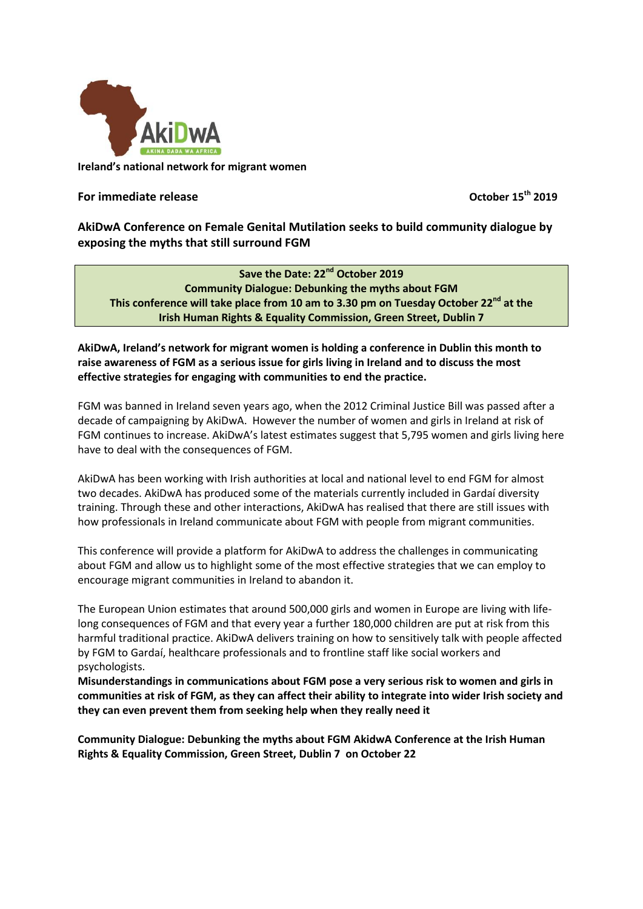AkiDwA

AKINA DADA WA AFRICA

**Ireland's national network for migrant women**

**For immediate release** **October 15th 2019**

## AkiDwA Conference on Female Genital Mutilation seeks to build community dialogue by exposing the myths that still surround FGM

**Save the Date: 22nd October 2019**
**Community Dialogue: Debunking the myths about FGM**
**This conference will take place from 10 am to 3.30 pm on Tuesday October 22nd at the Irish Human Rights & Equality Commission, Green Street, Dublin 7**

**AkiDwA, Ireland's network for migrant women is holding a conference in Dublin this month to raise awareness of FGM as a serious issue for girls living in Ireland and to discuss the most effective strategies for engaging with communities to end the practice.**

FGM was banned in Ireland seven years ago, when the 2012 Criminal Justice Bill was passed after a decade of campaigning by AkiDwA. However the number of women and girls in Ireland at risk of FGM continues to increase. AkiDwA's latest estimates suggest that 5,795 women and girls living here have to deal with the consequences of FGM.

AkiDwA has been working with Irish authorities at local and national level to end FGM for almost two decades. AkiDwA has produced some of the materials currently included in Gardaí diversity training. Through these and other interactions, AkiDwA has realised that there are still issues with how professionals in Ireland communicate about FGM with people from migrant communities.

This conference will provide a platform for AkiDwA to address the challenges in communicating about FGM and allow us to highlight some of the most effective strategies that we can employ to encourage migrant communities in Ireland to abandon it.

The European Union estimates that around 500,000 girls and women in Europe are living with life-long consequences of FGM and that every year a further 180,000 children are put at risk from this harmful traditional practice. AkiDwA delivers training on how to sensitively talk with people affected by FGM to Gardaí, healthcare professionals and to frontline staff like social workers and psychologists.

**Misunderstandings in communications about FGM pose a very serious risk to women and girls in communities at risk of FGM, as they can affect their ability to integrate into wider Irish society and they can even prevent them from seeking help when they really need it**

**Community Dialogue: Debunking the myths about FGM AkidwA Conference at the Irish Human Rights & Equality Commission, Green Street, Dublin 7 on October 22**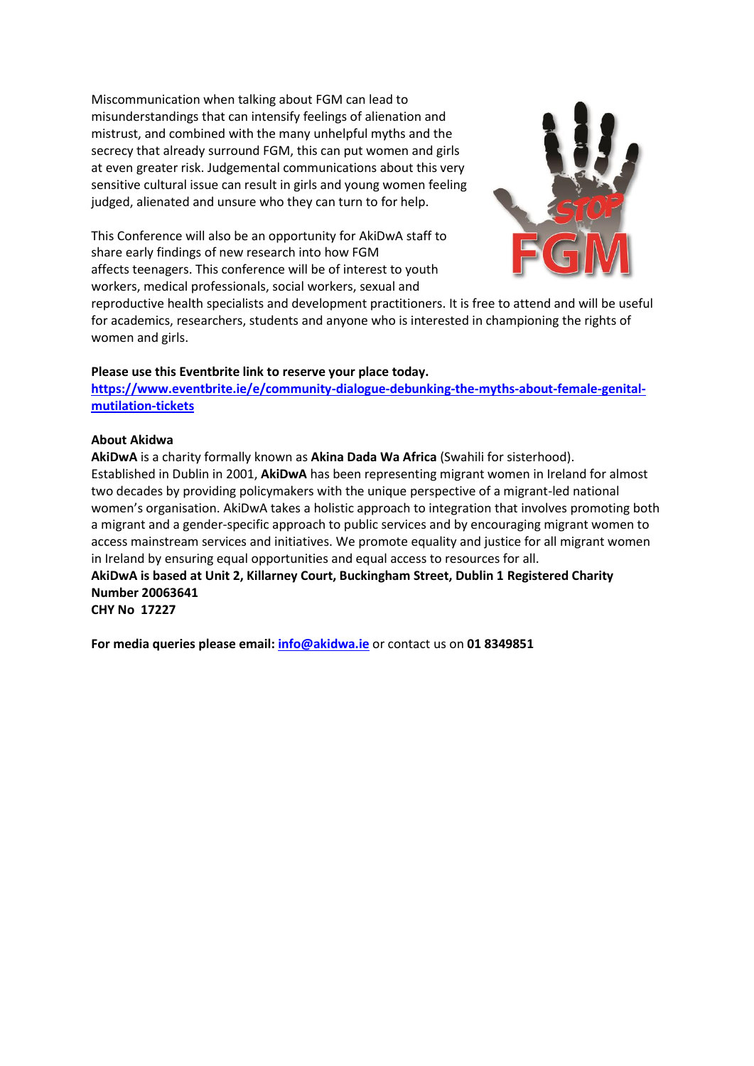Miscommunication when talking about FGM can lead to misunderstandings that can intensify feelings of alienation and mistrust, and combined with the many unhelpful myths and the secrecy that already surround FGM, this can put women and girls at even greater risk. Judgemental communications about this very sensitive cultural issue can result in girls and young women feeling judged, alienated and unsure who they can turn to for help.

This Conference will also be an opportunity for AkiDwA staff to share early findings of new research into how FGM affects teenagers. This conference will be of interest to youth workers, medical professionals, social workers, sexual and reproductive health specialists and development practitioners. It is free to attend and will be useful for academics, researchers, students and anyone who is interested in championing the rights of women and girls.

**Please use this Eventbrite link to reserve your place today.**
**https://www.eventbrite.ie/e/community-dialogue-debunking-the-myths-about-female-genital-mutilation-tickets**

**About Akidwa**

**AkiDwA** is a charity formally known as **Akina Dada Wa Africa** (Swahili for sisterhood). Established in Dublin in 2001, **AkiDwA** has been representing migrant women in Ireland for almost two decades by providing policymakers with the unique perspective of a migrant-led national women's organisation. AkiDwA takes a holistic approach to integration that involves promoting both a migrant and a gender-specific approach to public services and by encouraging migrant women to access mainstream services and initiatives. We promote equality and justice for all migrant women in Ireland by ensuring equal opportunities and equal access to resources for all.

**AkiDwA is based at Unit 2, Killarney Court, Buckingham Street, Dublin 1 Registered Charity Number 20063641**
**CHY No 17227**

**For media queries please email: info@akidwa.ie** or contact us on **01 8349851**